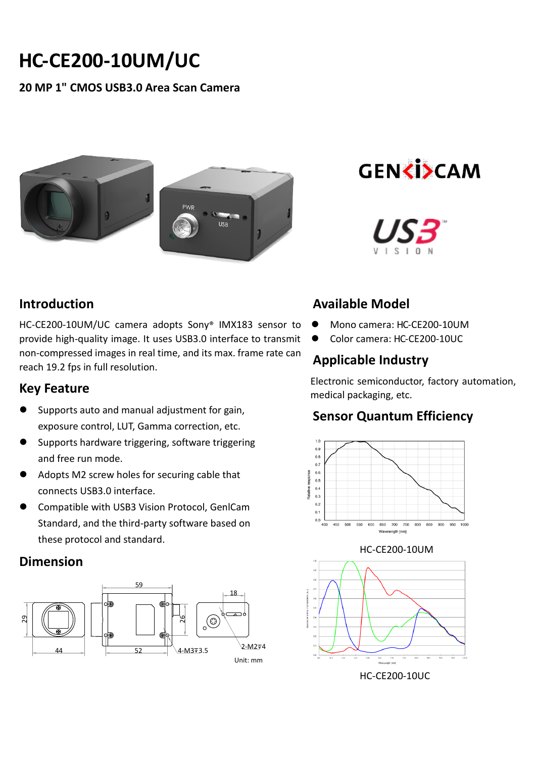# HC-CE200-10UM/UC

**20 MP 1" CMOS USB3.0 Area Scan Camera**

## Introduction

HC-CE200-10UM/UC camera adopts Sony® IMX183 sensor to provide high-quality image. It uses USB3.0 interface to transmit non-compressed images in real time, and its max. frame rate can reach 19.2 fps in full resolution.

## Key Feature

- Supports auto and manual adjustment for gain, exposure control, LUT, Gamma correction, etc.
- Supports hardware triggering, software triggering and free run mode.
- Adopts M2 screw holes for securing cable that connects USB3.0 interface.
- Compatible with USB3 Vision Protocol, GenICam Standard, and the third-party software based on these protocol and standard.

## Dimension

Unit: mm

## Available Model

- Mono camera: HC-CE200-10UM
- Color camera: HC-CE200-10UC

## Applicable Industry

Electronic semiconductor, factory automation, medical packaging, etc.

## Sensor Quantum Efficiency

HC-CE200-10UM

HC-CE200-10UC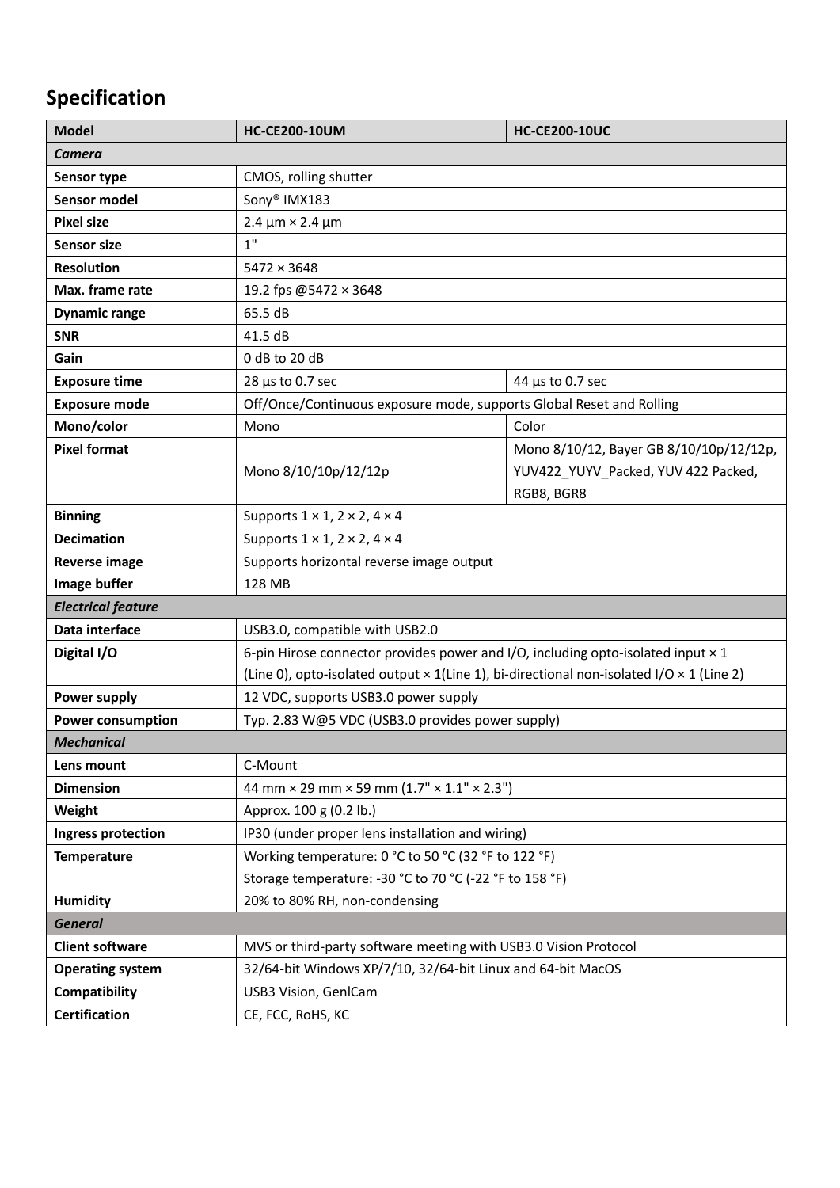## Specification

| Model | HC-CE200-10UM | HC-CE200-10UC |
|---|---|---|
| *Camera* | | |
| **Sensor type** | CMOS, rolling shutter | |
| **Sensor model** | Sony® IMX183 | |
| **Pixel size** | 2.4 µm × 2.4 µm | |
| **Sensor size** | 1" | |
| **Resolution** | 5472 × 3648 | |
| **Max. frame rate** | 19.2 fps @5472 × 3648 | |
| **Dynamic range** | 65.5 dB | |
| **SNR** | 41.5 dB | |
| **Gain** | 0 dB to 20 dB | |
| **Exposure time** | 28 µs to 0.7 sec | 44 µs to 0.7 sec |
| **Exposure mode** | Off/Once/Continuous exposure mode, supports Global Reset and Rolling | |
| **Mono/color** | Mono | Color |
| **Pixel format** | Mono 8/10/10p/12/12p | Mono 8/10/12, Bayer GB 8/10/10p/12/12p, YUV422_YUYV_Packed, YUV 422 Packed, RGB8, BGR8 |
| **Binning** | Supports 1 × 1, 2 × 2, 4 × 4 | |
| **Decimation** | Supports 1 × 1, 2 × 2, 4 × 4 | |
| **Reverse image** | Supports horizontal reverse image output | |
| **Image buffer** | 128 MB | |
| *Electrical feature* | | |
| **Data interface** | USB3.0, compatible with USB2.0 | |
| **Digital I/O** | 6-pin Hirose connector provides power and I/O, including opto-isolated input × 1 (Line 0), opto-isolated output × 1(Line 1), bi-directional non-isolated I/O × 1 (Line 2) | |
| **Power supply** | 12 VDC, supports USB3.0 power supply | |
| **Power consumption** | Typ. 2.83 W@5 VDC (USB3.0 provides power supply) | |
| *Mechanical* | | |
| **Lens mount** | C-Mount | |
| **Dimension** | 44 mm × 29 mm × 59 mm (1.7" × 1.1" × 2.3") | |
| **Weight** | Approx. 100 g (0.2 lb.) | |
| **Ingress protection** | IP30 (under proper lens installation and wiring) | |
| **Temperature** | Working temperature: 0 °C to 50 °C (32 °F to 122 °F)<br>Storage temperature: -30 °C to 70 °C (-22 °F to 158 °F) | |
| **Humidity** | 20% to 80% RH, non-condensing | |
| *General* | | |
| **Client software** | MVS or third-party software meeting with USB3.0 Vision Protocol | |
| **Operating system** | 32/64-bit Windows XP/7/10, 32/64-bit Linux and 64-bit MacOS | |
| **Compatibility** | USB3 Vision, GenICam | |
| **Certification** | CE, FCC, RoHS, KC | |